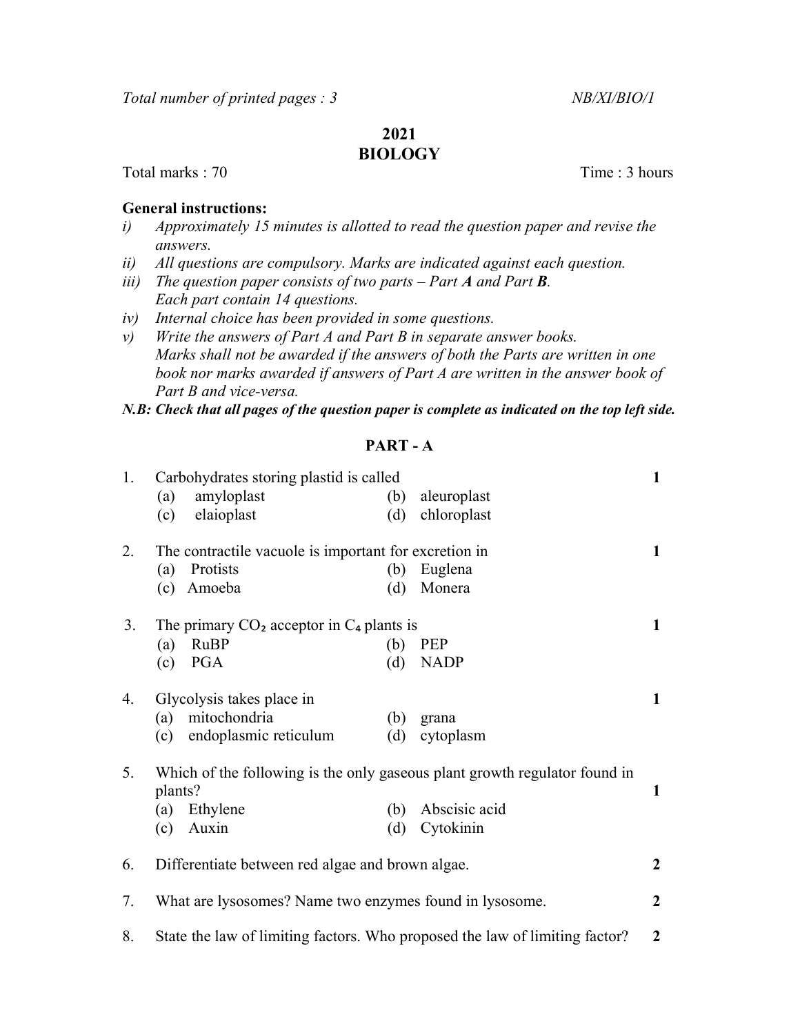Total number of printed pages : 3 NB/XI/BIO/1

# 2021
# BIOLOGY

Total marks : 70 Time : 3 hours

**General instructions:**

*i) Approximately 15 minutes is allotted to read the question paper and revise the answers.*

*ii) All questions are compulsory. Marks are indicated against each question.*

*iii) The question paper consists of two parts – Part **A** and Part **B**. Each part contain 14 questions.*

*iv) Internal choice has been provided in some questions.*

*v) Write the answers of Part A and Part B in separate answer books. Marks shall not be awarded if the answers of both the Parts are written in one book nor marks awarded if answers of Part A are written in the answer book of Part B and vice-versa.*

***N.B: Check that all pages of the question paper is complete as indicated on the top left side.***

## PART - A

1. Carbohydrates storing plastid is called **1**
   - (a) amyloplast
   - (b) aleuroplast
   - (c) elaioplast
   - (d) chloroplast

2. The contractile vacuole is important for excretion in **1**
   - (a) Protists
   - (b) Euglena
   - (c) Amoeba
   - (d) Monera

3. The primary $CO_2$ acceptor in $C_4$ plants is **1**
   - (a) RuBP
   - (b) PEP
   - (c) PGA
   - (d) NADP

4. Glycolysis takes place in **1**
   - (a) mitochondria
   - (b) grana
   - (c) endoplasmic reticulum
   - (d) cytoplasm

5. Which of the following is the only gaseous plant growth regulator found in plants? **1**
   - (a) Ethylene
   - (b) Abscisic acid
   - (c) Auxin
   - (d) Cytokinin

6. Differentiate between red algae and brown algae. **2**

7. What are lysosomes? Name two enzymes found in lysosome. **2**

8. State the law of limiting factors. Who proposed the law of limiting factor? **2**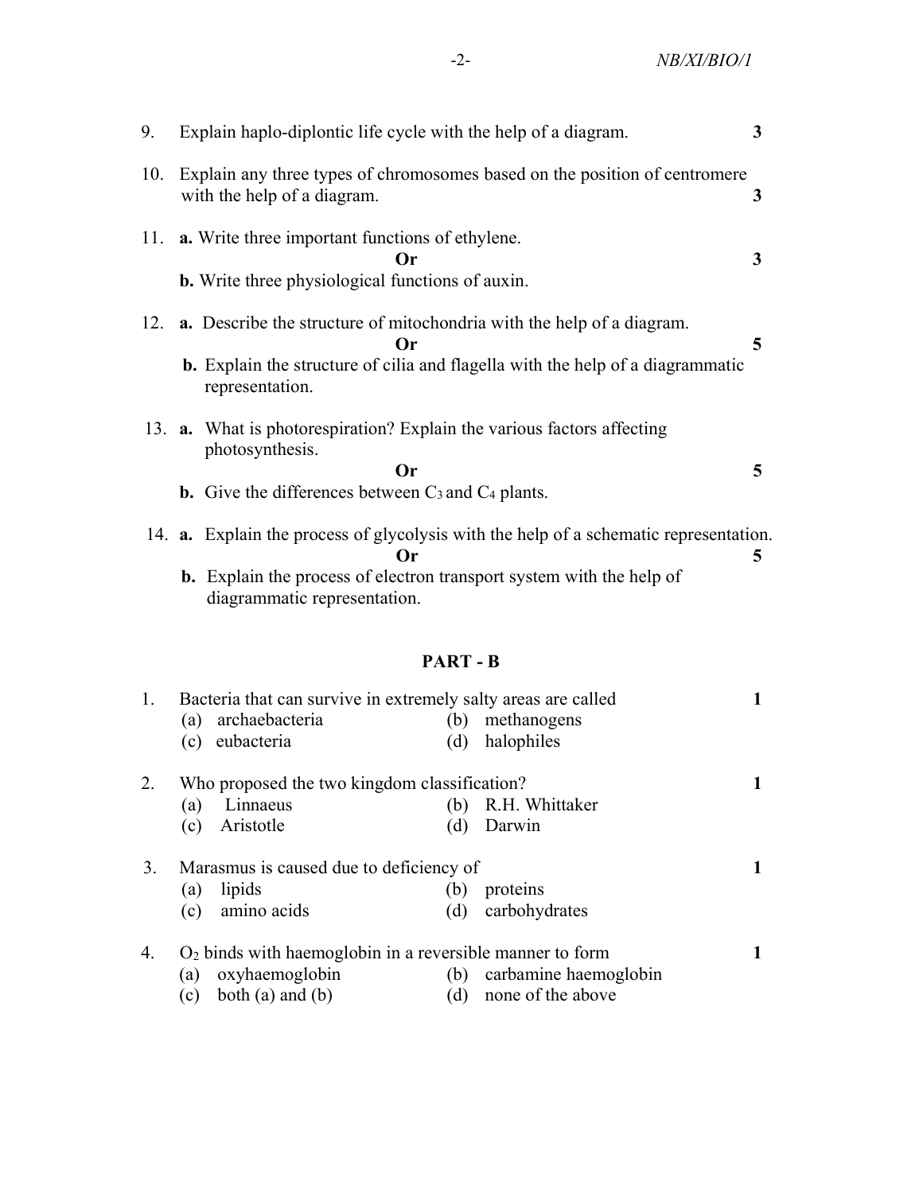9. Explain haplo-diplontic life cycle with the help of a diagram. **3**

10. Explain any three types of chromosomes based on the position of centromere with the help of a diagram. **3**

11. **a.** Write three important functions of ethylene.

    **Or** **3**

    **b.** Write three physiological functions of auxin.

12. **a.** Describe the structure of mitochondria with the help of a diagram.

    **Or** **5**

    **b.** Explain the structure of cilia and flagella with the help of a diagrammatic representation.

13. **a.** What is photorespiration? Explain the various factors affecting photosynthesis.

    **Or** **5**

    **b.** Give the differences between $C_3$ and $C_4$ plants.

14. **a.** Explain the process of glycolysis with the help of a schematic representation.

    **Or** **5**

    **b.** Explain the process of electron transport system with the help of diagrammatic representation.

## PART - B

1. Bacteria that can survive in extremely salty areas are called **1**

   (a) archaebacteria (b) methanogens
   (c) eubacteria (d) halophiles

2. Who proposed the two kingdom classification? **1**

   (a) Linnaeus (b) R.H. Whittaker
   (c) Aristotle (d) Darwin

3. Marasmus is caused due to deficiency of **1**

   (a) lipids (b) proteins
   (c) amino acids (d) carbohydrates

4. $O_2$ binds with haemoglobin in a reversible manner to form **1**

   (a) oxyhaemoglobin (b) carbamine haemoglobin
   (c) both (a) and (b) (d) none of the above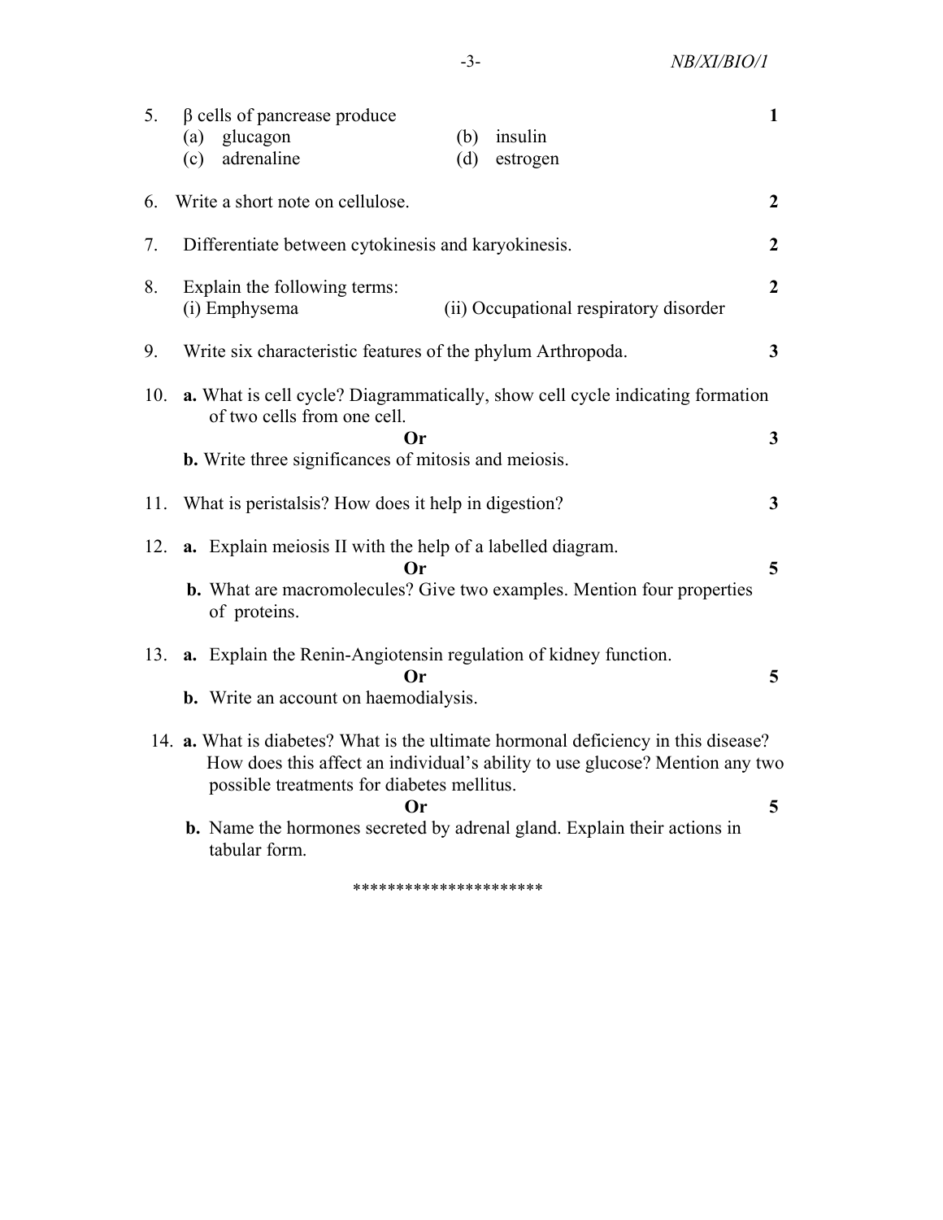5. β cells of pancrease produce **1**
   (a) glucagon (b) insulin
   (c) adrenaline (d) estrogen

6. Write a short note on cellulose. **2**

7. Differentiate between cytokinesis and karyokinesis. **2**

8. Explain the following terms: **2**
   (i) Emphysema (ii) Occupational respiratory disorder

9. Write six characteristic features of the phylum Arthropoda. **3**

10. **a.** What is cell cycle? Diagrammatically, show cell cycle indicating formation of two cells from one cell.

    **Or** **3**

    **b.** Write three significances of mitosis and meiosis.

11. What is peristalsis? How does it help in digestion? **3**

12. **a.** Explain meiosis II with the help of a labelled diagram.

    **Or** **5**

    **b.** What are macromolecules? Give two examples. Mention four properties of proteins.

13. **a.** Explain the Renin-Angiotensin regulation of kidney function.

    **Or** **5**

    **b.** Write an account on haemodialysis.

14. **a.** What is diabetes? What is the ultimate hormonal deficiency in this disease? How does this affect an individual's ability to use glucose? Mention any two possible treatments for diabetes mellitus.

    **Or** **5**

    **b.** Name the hormones secreted by adrenal gland. Explain their actions in tabular form.

*********************